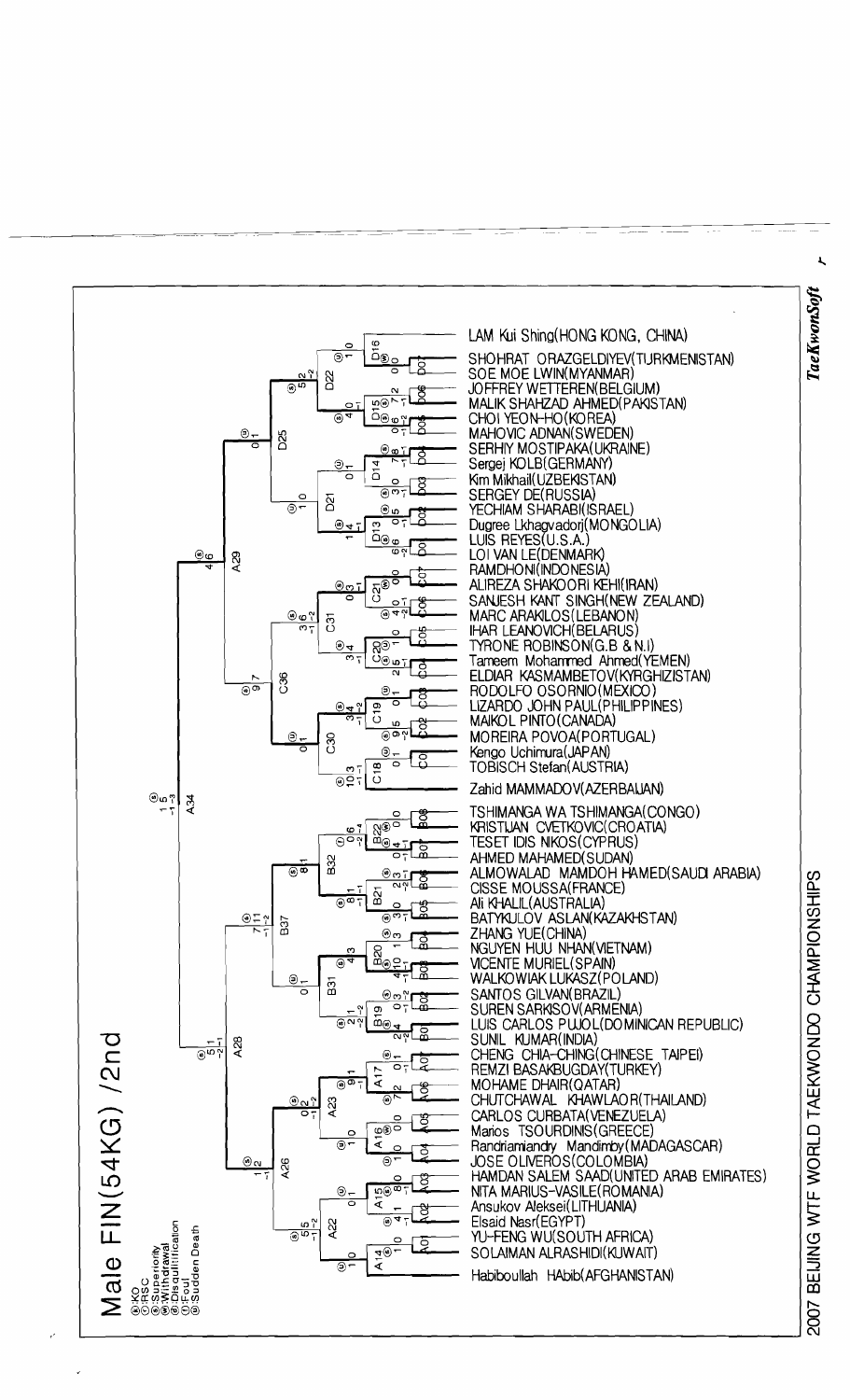# Male FIN(54KG) /2nd

- ⓐ:KO
- ⓑ:RSC
- ⓒ:Superiority
- ⓓ:Withdrawal
- ⓔ:Disqualification
- ⓕ:Foul
- ⓖ:Sudden Death

2007 BEIJING WTF WORLD TAEKWONDO CHAMPIONSHIPS

*TaeKwonSoft*

- LAM Kui Shing(HONG KONG, CHINA)
- SHOHRAT ORAZGELDIYEV(TURKMENISTAN)
- SOE MOE LWIN(MYANMAR)
- JOFFREY WETTEREN(BELGIUM)
- MALIK SHAHZAD AHMED(PAKISTAN)
- CHOI YEON-HO(KOREA)
- MAHOVIC ADNAN(SWEDEN)
- SERHIY MOSTIPAKA(UKRAINE)
- Sergej KOLB(GERMANY)
- Kim Mikhail(UZBEKISTAN)
- SERGEY DE(RUSSIA)
- YECHIAM SHARABI(ISRAEL)
- Dugree Lkhagvadorj(MONGOLIA)
- LUIS REYES(U.S.A.)
- LOI VAN LE(DENMARK)
- RAMDHONI(INDONESIA)
- ALIREZA SHAKOORI KEHI(IRAN)
- SANJESH KANT SINGH(NEW ZEALAND)
- MARC ARAKILOS(LEBANON)
- IHAR LEANOVICH(BELARUS)
- TYRONE ROBINSON(G.B & N.I)
- Tameem Mohammed Ahmed(YEMEN)
- ELDIAR KASMAMBETOV(KYRGHIZISTAN)
- RODOLFO OSORNIO(MEXICO)
- LIZARDO JOHN PAUL(PHILIPPINES)
- MAIKOL PINTO(CANADA)
- MOREIRA POVOA(PORTUGAL)
- Kengo Uchimura(JAPAN)
- TOBISCH Stefan(AUSTRIA)
- Zahid MAMMADOV(AZERBAIJAN)
- TSHIMANGA WA TSHIMANGA(CONGO)
- KRISTIJAN CVETKOVIC(CROATIA)
- TESET IDIS NIKOS(CYPRUS)
- AHMED MAHAMED(SUDAN)
- ALMOWALAD MAMDOH HAMED(SAUDI ARABIA)
- CISSE MOUSSA(FRANCE)
- Ali KHALIL(AUSTRALIA)
- BATYKULOV ASLAN(KAZAKHSTAN)
- ZHANG YUE(CHINA)
- NGUYEN HUU NHAN(VIETNAM)
- VICENTE MURIEL(SPAIN)
- WALKOWIAK LUKASZ(POLAND)
- SANTOS GILVAN(BRAZIL)
- SUREN SARKISOV(ARMENIA)
- LUIS CARLOS PUJOL(DOMINICAN REPUBLIC)
- SUNIL KUMAR(INDIA)
- CHENG CHIA-CHING(CHINESE TAIPEI)
- REMZI BASAKBUGDAY(TURKEY)
- MOHAME DHAIR(QATAR)
- CHUTCHAWAL KHAWLAOR(THAILAND)
- CARLOS CURBATA(VENEZUELA)
- Marios TSOURDINIS(GREECE)
- Randriamiandry Mandimby(MADAGASCAR)
- JOSE OLIVEROS(COLOMBIA)
- HAMDAN SALEM SAAD(UNITED ARAB EMIRATES)
- NITA MARIUS-VASILE(ROMANIA)
- Ansukov Aleksei(LITHUANIA)
- Elsaid Nasr(EGYPT)
- YU-FENG WU(SOUTH AFRICA)
- SOLAIMAN ALRASHIDI(KUWAIT)
- Habiboullah HAbib(AFGHANISTAN)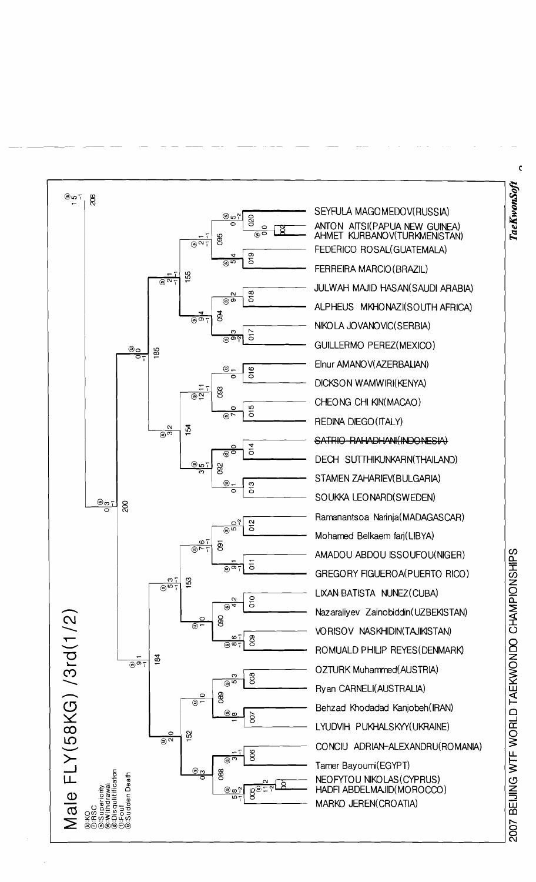# Male FLY(58KG) /3rd(1/2)

Ⓚ:KO
Ⓡ:RSC
Ⓢ:Superiority
Ⓦ:Withdrawal
Ⓓ:Disqualification
Ⓕ:Foul
Ⓢ:Sudden Death

- SEYFULA MAGOMEDOV(RUSSIA)
- ANTON AITSI(PAPUA NEW GUINEA)
- AHMET KURBANOV(TURKMENISTAN)
- FEDERICO ROSAL(GUATEMALA)
- FERREIRA MARCIO(BRAZIL)
- JULWAH MAJID HASAN(SAUDI ARABIA)
- ALPHEUS MKHONAZI(SOUTH AFRICA)
- NIKOLA JOVANOVIC(SERBIA)
- GUILLERMO PEREZ(MEXICO)
- Elnur AMANOV(AZERBAIJAN)
- DICKSON WAMWIRI(KENYA)
- CHEONG CHI KIN(MACAO)
- REDINA DIEGO(ITALY)
- ~~SATRIO RAHADHANI(INDONESIA)~~
- DECH SUTTHIKUNKARN(THAILAND)
- STAMEN ZAHARIEV(BULGARIA)
- SOUKKA LEONARD(SWEDEN)
- Ramanantsoa Narinja(MADAGASCAR)
- Mohamed Belkaem farj(LIBYA)
- AMADOU ABDOU ISSOUFOU(NIGER)
- GREGORY FIGUEROA(PUERTO RICO)
- LIXAN BATISTA NUNEZ(CUBA)
- Nazaraliyev Zainobiddin(UZBEKISTAN)
- VORISOV NASKHIDIN(TAJIKISTAN)
- ROMUALD PHILIP REYES(DENMARK)
- OZTURK Muhammed(AUSTRIA)
- Ryan CARNELI(AUSTRALIA)
- Behzad Khodadad Kanjobeh(IRAN)
- LYUDVIH PUKHALSKYY(UKRAINE)
- CONCIU ADRIAN-ALEXANDRU(ROMANIA)
- Tamer Bayoumi(EGYPT)
- NEOFYTOU NIKOLAS(CYPRUS)
- HADFI ABDELMAJID(MOROCCO)
- MARKO JEREN(CROATIA)

2007 BEIJING WTF WORLD TAEKWONDO CHAMPIONSHIPS

*TaeKwonSoft*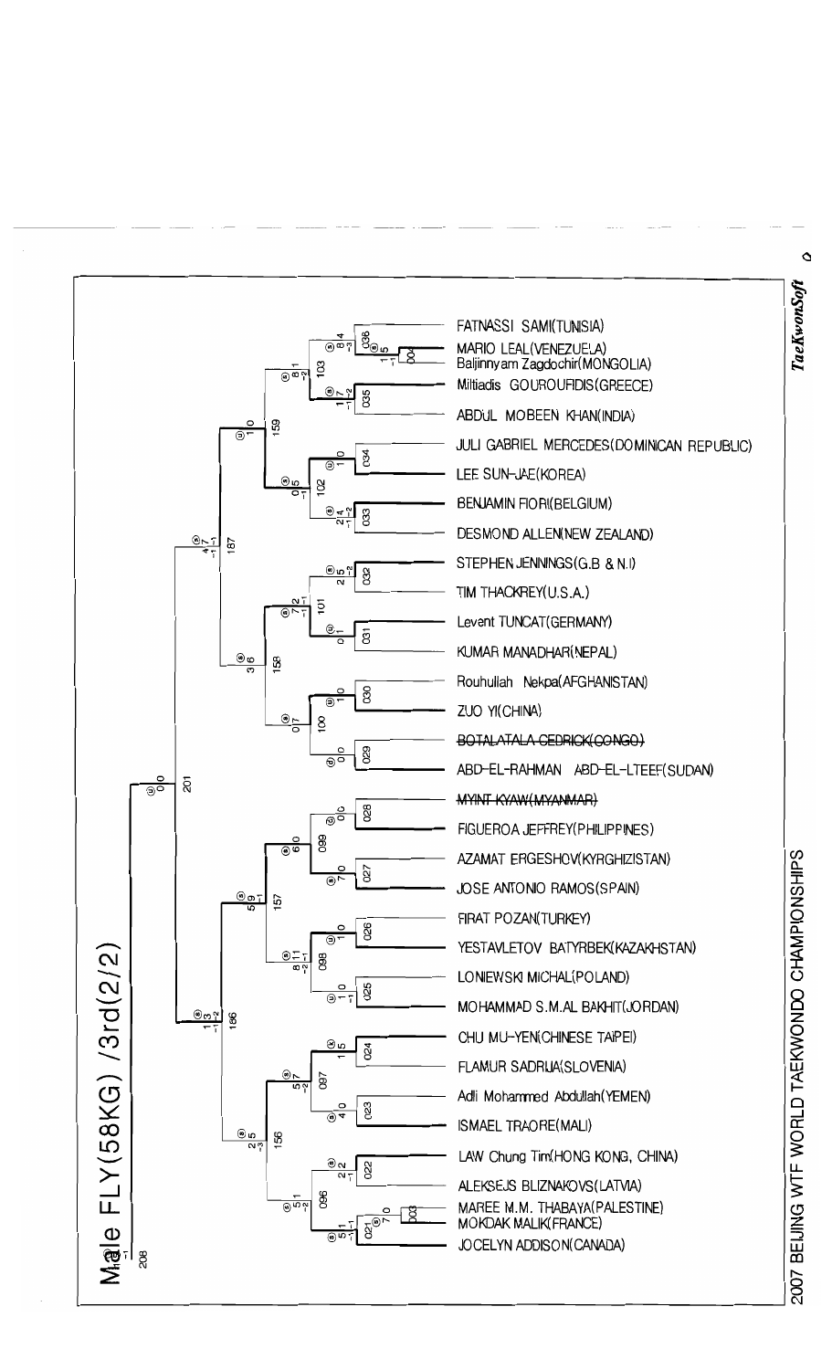# Male FLY(58KG) /3rd(2/2)

- FATNASSI SAMI(TUNISIA)
- MARIO LEAL(VENEZUELA)
- Baljinnyam Zagdochir(MONGOLIA)
- Miltiadis GOUROUFIDIS(GREECE)
- ABDUL MOBEEN KHAN(INDIA)
- JULI GABRIEL MERCEDES(DOMINICAN REPUBLIC)
- LEE SUN-JAE(KOREA)
- BENJAMIN FIORI(BELGIUM)
- DESMOND ALLEN(NEW ZEALAND)
- STEPHEN JENNINGS(G.B & N.I)
- TIM THACKREY(U.S.A.)
- Levent TUNCAT(GERMANY)
- KUMAR MANADHAR(NEPAL)
- Rouhullah Nekpa(AFGHANISTAN)
- ZUO YI(CHINA)
- ~~BOTALATALA CEDRICK(CONGO)~~
- ABD-EL-RAHMAN ABD-EL-LTEEF(SUDAN)
- ~~MYINT KYAW(MYANMAR)~~
- FIGUEROA JEFFREY(PHILIPPINES)
- AZAMAT ERGESHOV(KYRGHIZISTAN)
- JOSE ANTONIO RAMOS(SPAIN)
- FIRAT POZAN(TURKEY)
- YESTAVLETOV BATYRBEK(KAZAKHSTAN)
- LONIEWSKI MICHAL(POLAND)
- MOHAMMAD S.M.AL BAKHIT(JORDAN)
- CHU MU-YEN(CHINESE TAIPEI)
- FLAMUR SADRIJA(SLOVENIA)
- Adli Mohammed Abdullah(YEMEN)
- ISMAEL TRAORE(MALI)
- LAW Chung Tim(HONG KONG, CHINA)
- ALEKSEJS BLIZNAKOVS(LATVIA)
- MAREE M.M. THABAYA(PALESTINE)
- MOKDAK MALIK(FRANCE)
- JOCELYN ADDISON(CANADA)

2007 BEIJING WTF WORLD TAEKWONDO CHAMPIONSHIPS

*TaeKwonSoft*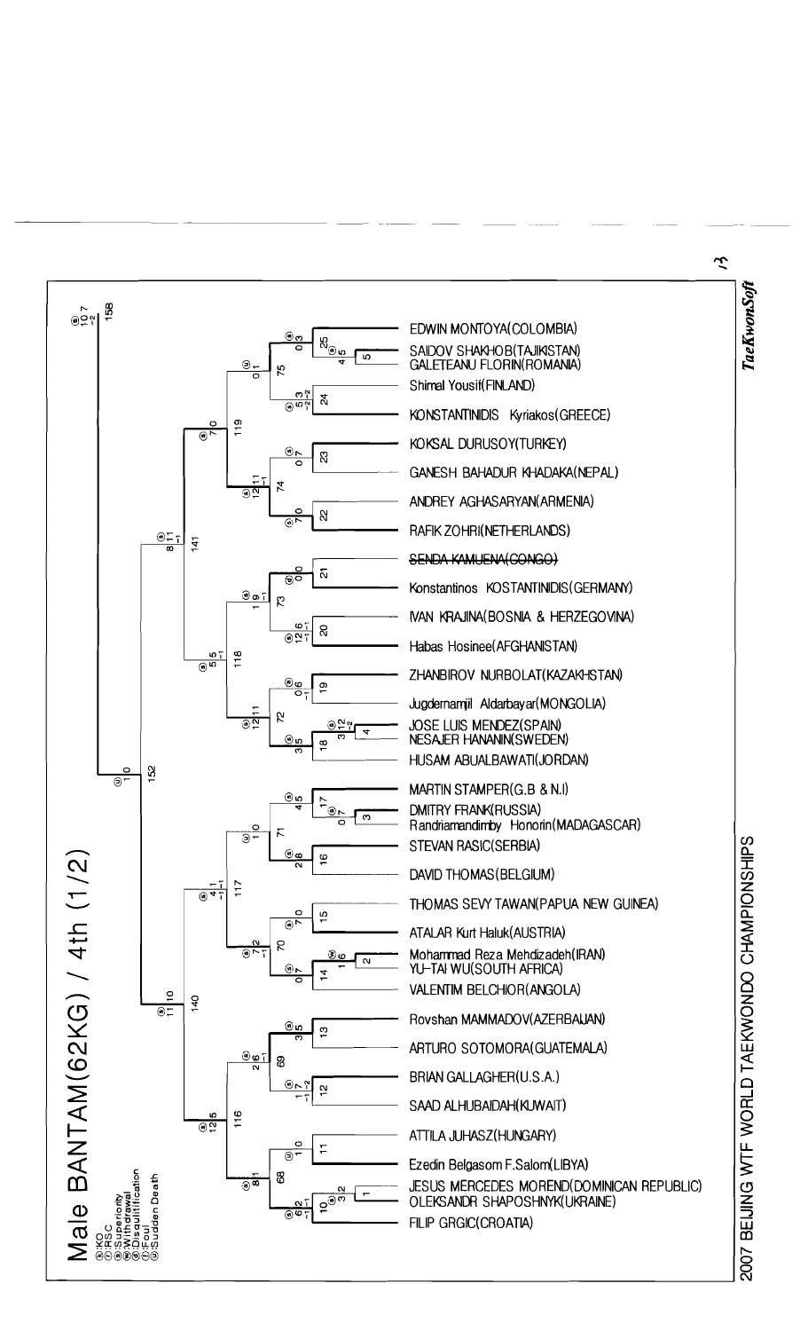# Male BANTAM(62KG) / 4th (1/2)

Ⓚ:KO
Ⓡ:RSC
Ⓢ:Superiority
Ⓦ:Withdrawal
Ⓓ:Disqualification
Ⓕ:Foul
Ⓖ:Sudden Death

2007 BEIJING WTF WORLD TAEKWONDO CHAMPIONSHIPS

- EDWIN MONTOYA(COLOMBIA)
- SAIDOV SHAKHOB(TAJIKISTAN)
- GALETEANU FLORIN(ROMANIA)
- Shimal Yousif(FINLAND)
- KONSTANTINIDIS Kyriakos(GREECE)
- KOKSAL DURUSOY(TURKEY)
- GANESH BAHADUR KHADAKA(NEPAL)
- ANDREY AGHASARYAN(ARMENIA)
- RAFIK ZOHRI(NETHERLANDS)
- ~~SENDA KAMUENA(CONGO)~~
- Konstantinos KOSTANTINIDIS(GERMANY)
- IVAN KRAJINA(BOSNIA & HERZEGOVINA)
- Habas Hosinee(AFGHANISTAN)
- ZHANBIROV NURBOLAT(KAZAKHSTAN)
- Jugdernamjil Aldarbayar(MONGOLIA)
- JOSE LUIS MENDEZ(SPAIN)
- NESAJER HANANIN(SWEDEN)
- HUSAM ABUALBAWATI(JORDAN)
- MARTIN STAMPER(G.B & N.I)
- DMITRY FRANK(RUSSIA)
- Randriamandimby Honorin(MADAGASCAR)
- STEVAN RASIC(SERBIA)
- DAVID THOMAS(BELGIUM)
- THOMAS SEVY TAWAN(PAPUA NEW GUINEA)
- ATALAR Kurt Haluk(AUSTRIA)
- Mohammad Reza Mehdizadeh(IRAN)
- YU-TAI WU(SOUTH AFRICA)
- VALENTIM BELCHIOR(ANGOLA)
- Rovshan MAMMADOV(AZERBAIJAN)
- ARTURO SOTOMORA(GUATEMALA)
- BRIAN GALLAGHER(U.S.A.)
- SAAD ALHUBAIDAH(KUWAIT)
- ATTILA JUHASZ(HUNGARY)
- Ezedin Belgasom F.Salom(LIBYA)
- JESUS MERCEDES MOREND(DOMINICAN REPUBLIC)
- OLEKSANDR SHAPOSHNYK(UKRAINE)
- FILIP GRGIC(CROATIA)

TaeKwonSoft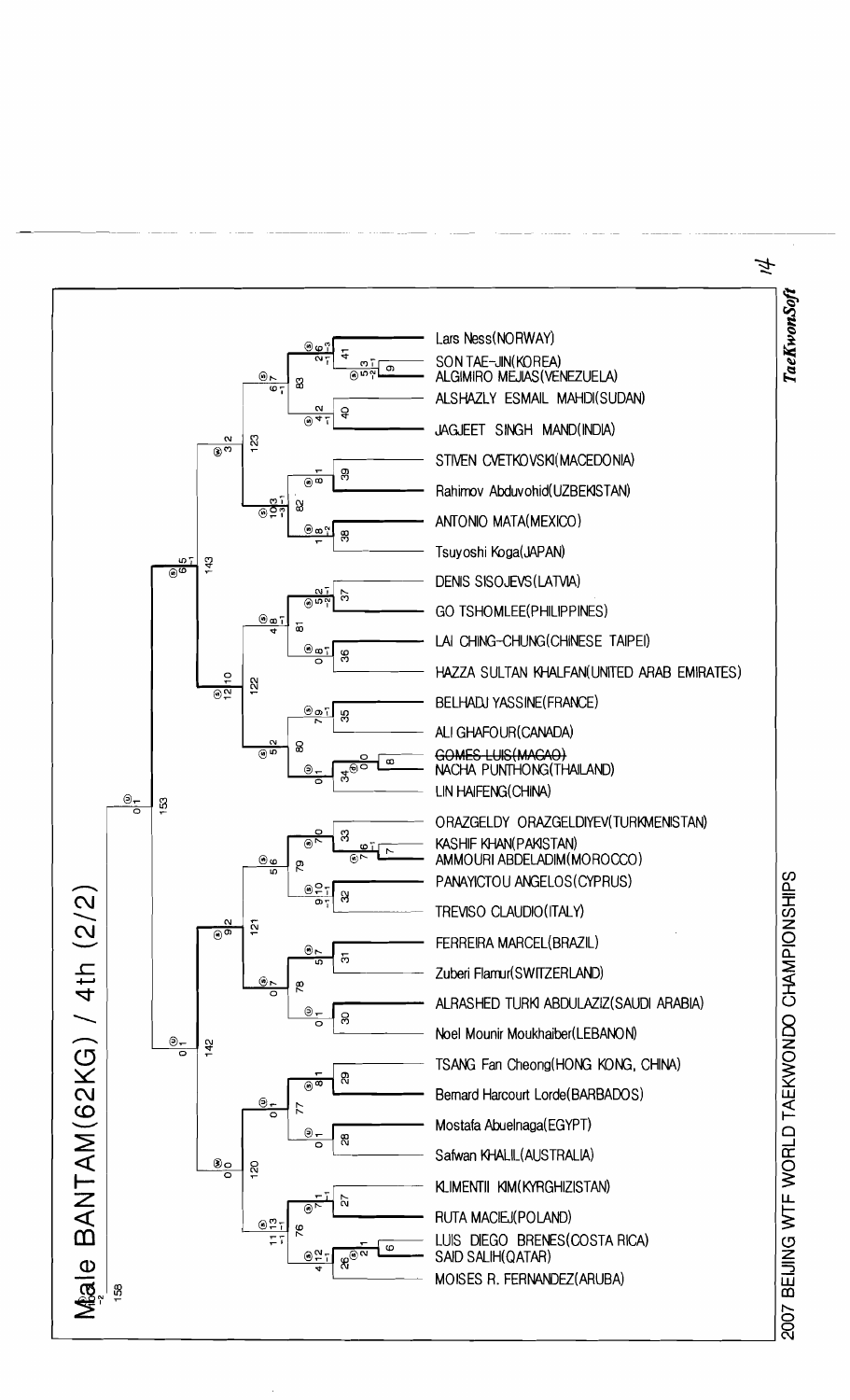# Male BANTAM(62KG) / 4th (2/2)

**2007 BEIJING WTF WORLD TAEKWONDO CHAMPIONSHIPS**

*TaeKwonSoft*

- Lars Ness(NORWAY)
- SON TAE-JIN(KOREA)
- ALGIMIRO MEJIAS(VENEZUELA)
- ALSHAZLY ESMAIL MAHDI(SUDAN)
- JAGJEET SINGH MAND(INDIA)
- STIVEN CVETKOVSKI(MACEDONIA)
- Rahimov Abduvohid(UZBEKISTAN)
- ANTONIO MATA(MEXICO)
- Tsuyoshi Koga(JAPAN)
- DENIS SISOJEVS(LATVIA)
- GO TSHOMLEE(PHILIPPINES)
- LAI CHING-CHUNG(CHINESE TAIPEI)
- HAZZA SULTAN KHALFAN(UNITED ARAB EMIRATES)
- BELHADJ YASSINE(FRANCE)
- ALI GHAFOUR(CANADA)
- ~~GOMES LUIS(MACAO)~~
- NACHA PUNTHONG(THAILAND)
- LIN HAIFENG(CHINA)
- ORAZGELDY ORAZGELDIYEV(TURKMENISTAN)
- KASHIF KHAN(PAKISTAN)
- AMMOURI ABDELADIM(MOROCCO)
- PANAYIOTOU ANGELOS(CYPRUS)
- TREVISO CLAUDIO(ITALY)
- FERREIRA MARCEL(BRAZIL)
- Zuberi Flamur(SWITZERLAND)
- ALRASHED TURKI ABDULAZIZ(SAUDI ARABIA)
- Noel Mounir Moukhaiber(LEBANON)
- TSANG Fan Cheong(HONG KONG, CHINA)
- Bernard Harcourt Lorde(BARBADOS)
- Mostafa Abuelnaga(EGYPT)
- Safwan KHALIL(AUSTRALIA)
- KLIMENTII KIM(KYRGHIZISTAN)
- RUTA MACIEJ(POLAND)
- LUIS DIEGO BRENES(COSTA RICA)
- SAID SALIH(QATAR)
- MOISES R. FERNANDEZ(ARUBA)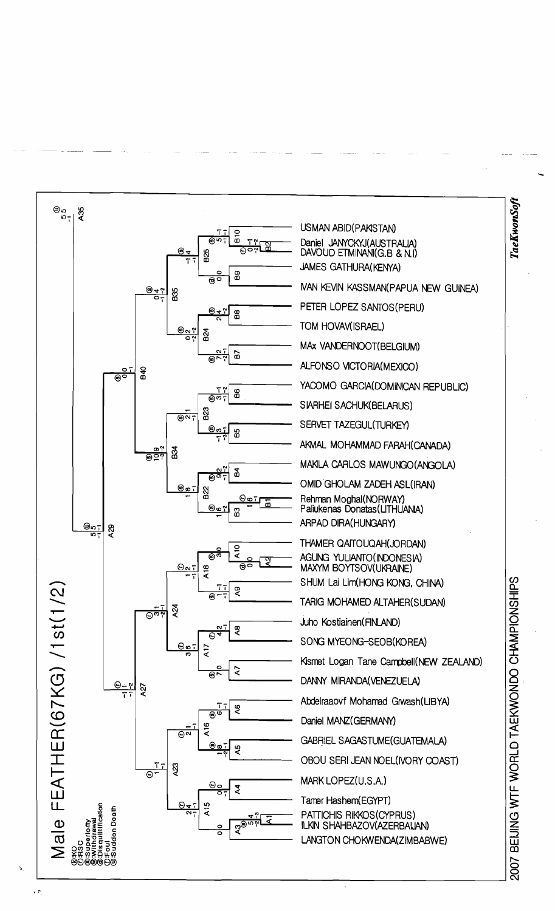# Male FEATHER(67KG) /1st(1/2)

- Ⓚ:KO
- Ⓡ:RSC
- Ⓢ:Superiority
- Ⓦ:Withdrawal
- Ⓓ:Disqualification
- Ⓕ:Foul
- Ⓢ:Sudden Death

USMAN ABID(PAKISTAN)
Daniel JANYCKYJ(AUSTRALIA)
DAVOUD ETMINANI(G.B & N.I)
JAMES GATHURA(KENYA)
IVAN KEVIN KASSMAN(PAPUA NEW GUINEA)
PETER LOPEZ SANTOS(PERU)
TOM HOVAV(ISRAEL)
MAx VANDERNOOT(BELGIUM)
ALFONSO VICTORIA(MEXICO)
YACOMO GARCIA(DOMINICAN REPUBLIC)
SIARHEI SACHUK(BELARUS)
SERVET TAZEGUL(TURKEY)
AKMAL MOHAMMAD FARAH(CANADA)
MAKILA CARLOS MAWUNGO(ANGOLA)
OMID GHOLAM ZADEH ASL(IRAN)
Rehman Moghal(NORWAY)
Paliukenas Donatas(LITHUANIA)
ARPAD DIRA(HUNGARY)
THAMER QAITOUQAH(JORDAN)
AGUNG YULIANTO(INDONESIA)
MAXYM BOYTSOV(UKRAINE)
SHUM Lai Lim(HONG KONG, CHINA)
TARIG MOHAMED ALTAHER(SUDAN)
Juho Kostiainen(FINLAND)
SONG MYEONG-SEOB(KOREA)
Kismet Logan Tane Campbell(NEW ZEALAND)
DANNY MIRANDA(VENEZUELA)
Abdelraaovf Mohamad Grwash(LIBYA)
Daniel MANZ(GERMANY)
GABRIEL SAGASTUME(GUATEMALA)
OBOU SERI JEAN NOEL(IVORY COAST)
MARK LOPEZ(U.S.A.)
Tamer Hashem(EGYPT)
PATTICHIS RIKKOS(CYPRUS)
ILKIN SHAHBAZOV(AZERBAIJAN)
LANGTON CHOKWENDA(ZIMBABWE)

2007 BEIJING WTF WORLD TAEKWONDO CHAMPIONSHIPS

*TaeKwonSoft*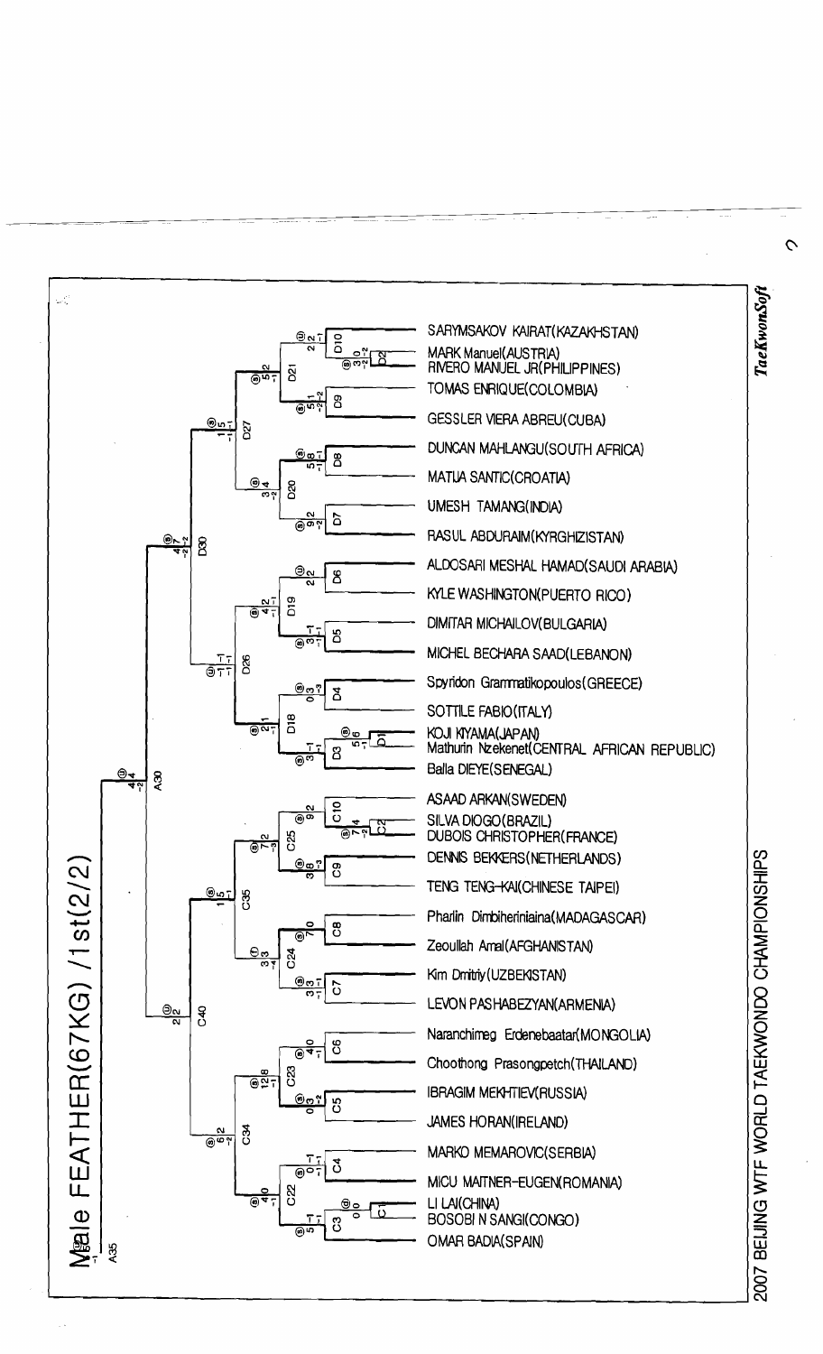# Male FEATHER(67KG) /1st(2/2)

- SARYMSAKOV KAIRAT(KAZAKHSTAN)
- MARK Manuel(AUSTRIA)
- RIVERO MANUEL JR(PHILIPPINES)
- TOMAS ENRIQUE(COLOMBIA)
- GESSLER VIERA ABREU(CUBA)
- DUNCAN MAHLANGU(SOUTH AFRICA)
- MATIJA SANTIC(CROATIA)
- UMESH TAMANG(INDIA)
- RASUL ABDURAIM(KYRGHIZISTAN)
- ALDOSARI MESHAL HAMAD(SAUDI ARABIA)
- KYLE WASHINGTON(PUERTO RICO)
- DIMITAR MICHAILOV(BULGARIA)
- MICHEL BECHARA SAAD(LEBANON)
- Spyridon Grammatikopoulos(GREECE)
- SOTTILE FABIO(ITALY)
- KOJI KIYAMA(JAPAN)
- Mathurin Nzekenet(CENTRAL AFRICAN REPUBLIC)
- Balla DIEYE(SENEGAL)
- ASAAD ARKAN(SWEDEN)
- SILVA DIOGO(BRAZIL)
- DUBOIS CHRISTOPHER(FRANCE)
- DENNIS BEKKERS(NETHERLANDS)
- TENG TENG-KAI(CHINESE TAIPEI)
- Pharlin Dimbiheriniaina(MADAGASCAR)
- Zeoullah Amal(AFGHANISTAN)
- Kim Dmitriy(UZBEKISTAN)
- LEVON PASHABEZYAN(ARMENIA)
- Naranchimeg Erdenebaatar(MONGOLIA)
- Choothong Prasongpetch(THAILAND)
- IBRAGIM MEKHTIEV(RUSSIA)
- JAMES HORAN(IRELAND)
- MARKO MEMAROVIC(SERBIA)
- MICU MAITNER-EUGEN(ROMANIA)
- LI LAI(CHINA)
- BOSOBI N SANGI(CONGO)
- OMAR BADIA(SPAIN)

2007 BEIJING WTF WORLD TAEKWONDO CHAMPIONSHIPS

*TaeKwonSoft*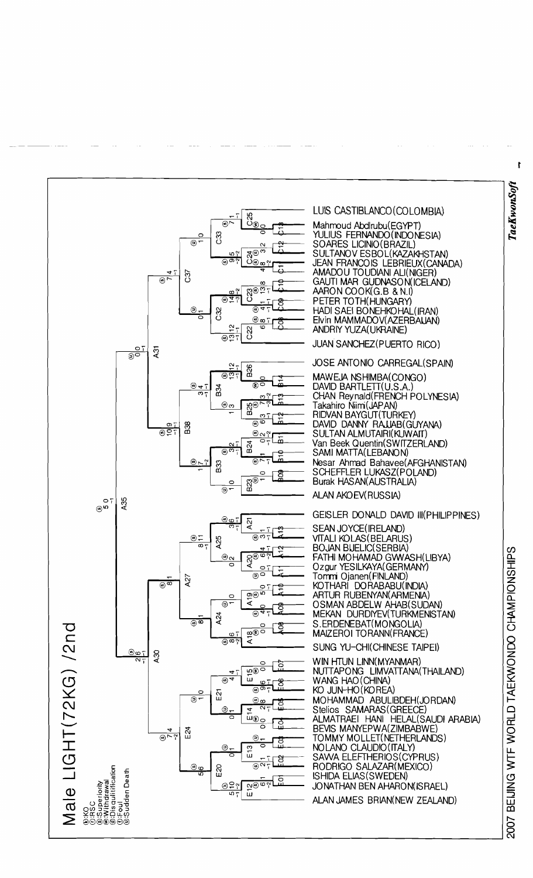# Male LIGHT(72KG) /2nd

Ⓚ:KO
Ⓡ:RSC
Ⓢ:Superiority
Ⓦ:Withdrawal
Ⓓ:Disqualification
Ⓕ:Foul
Ⓖ:Sudden Death

- LUIS CASTIBLANCO(COLOMBIA)
- Mahmoud Abdlrubu(EGYPT)
- YULIUS FERNANDO(INDONESIA)
- SOARES LICINIO(BRAZIL)
- SULTANOV ESBOL(KAZAKHSTAN)
- JEAN FRANCOIS LEBRIEUX(CANADA)
- AMADOU TOUDIANI ALI(NIGER)
- GAUTI MAR GUDNASON(ICELAND)
- AARON COOK(G.B & N.I)
- PETER TOTH(HUNGARY)
- HADI SAEI BONEHKOHAL(IRAN)
- Elvin MAMMADOV(AZERBAIJAN)
- ANDRIY YUZA(UKRAINE)
- JUAN SANCHEZ(PUERTO RICO)
- JOSE ANTONIO CARREGAL(SPAIN)
- MAWEJA NSHIMBA(CONGO)
- DAVID BARTLETT(U.S.A.)
- CHAN Reynald(FRENCH POLYNESIA)
- Takahiro Niimi(JAPAN)
- RIDVAN BAYGUT(TURKEY)
- DAVID DANNY RAJJAB(GUYANA)
- SULTAN ALMUTAIRI(KUWAIT)
- Van Beek Quentin(SWITZERLAND)
- SAMI MATTA(LEBANON)
- Nesar Ahmad Bahavee(AFGHANISTAN)
- SCHEFFLER LUKASZ(POLAND)
- Burak HASAN(AUSTRALIA)
- ALAN AKOEV(RUSSIA)
- GEISLER DONALD DAVID III(PHILIPPINES)
- SEAN JOYCE(IRELAND)
- VITALI KOLAS(BELARUS)
- BOJAN BJELIC(SERBIA)
- FATHI MOHAMAD GWWASH(LIBYA)
- Ozgur YESILKAYA(GERMANY)
- Tommi Ojanen(FINLAND)
- KOTHARI DORABABU(INDIA)
- ARTUR RUBENYAN(ARMENIA)
- OSMAN ABDELW AHAB(SUDAN)
- MEKAN DURDIYEV(TURKMENISTAN)
- S.ERDENEBAT(MONGOLIA)
- MAIZEROI TORANN(FRANCE)
- SUNG YU-CHI(CHINESE TAIPEI)
- WIN HTUN LINN(MYANMAR)
- NUTTAPONG LIMVATTANA(THAILAND)
- WANG HAO(CHINA)
- KO JUN-HO(KOREA)
- MOHAMMAD ABULIBDEH(JORDAN)
- Stelios SAMARAS(GREECE)
- ALMATRAEI HANI HELAL(SAUDI ARABIA)
- BEVIS MANYEPWA(ZIMBABWE)
- TOMMY MOLLET(NETHERLANDS)
- NOLANO CLAUDIO(ITALY)
- SAVVA ELEFTHERIOS(CYPRUS)
- RODRIGO SALAZAR(MEXICO)
- ISHIDA ELIAS(SWEDEN)
- JONATHAN BEN AHARON(ISRAEL)
- ALAN JAMES BRIAN(NEW ZEALAND)

2007 BEIJING WTF WORLD TAEKWONDO CHAMPIONSHIPS

*TaeKwonSoft*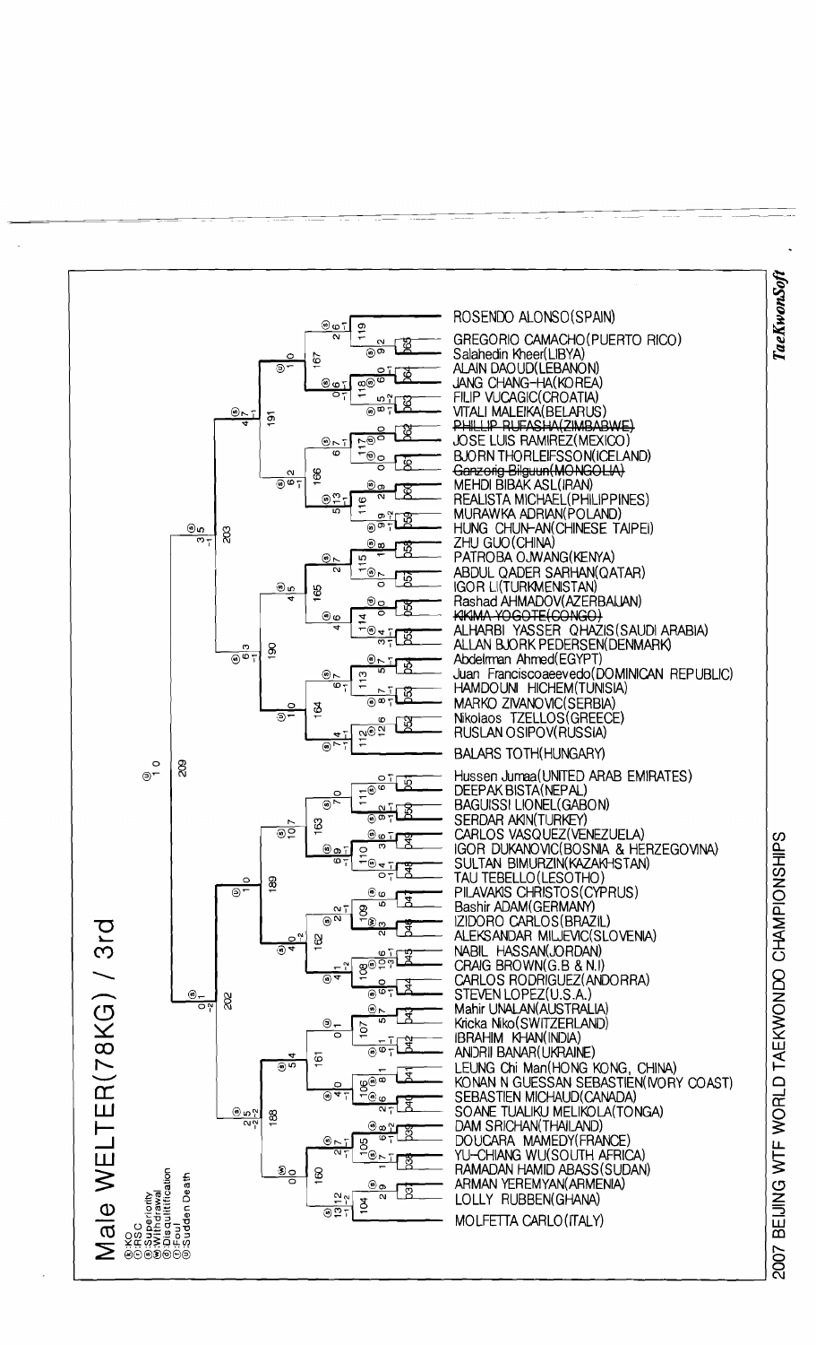# Male WELTER(78KG) / 3rd

Ⓚ:KO
Ⓡ:RSC
Ⓢ:Superiority
Ⓦ:Withdrawal
Ⓓ:Disqualification
Ⓕ:Foul
Ⓖ:Sudden Death

- ROSENDO ALONSO(SPAIN)
- GREGORIO CAMACHO(PUERTO RICO)
- Salahedin Kheer(LIBYA)
- ALAIN DAOUD(LEBANON)
- JANG CHANG-HA(KOREA)
- FILIP VUCAGIC(CROATIA)
- VITALI MALEIKA(BELARUS)
- ~~PHILLIP RUFASHA(ZIMBABWE)~~
- JOSE LUIS RAMIREZ(MEXICO)
- BJORN THORLEIFSSON(ICELAND)
- ~~Ganzorig Bilguun(MONGOLIA)~~
- MEHDI BIBAK ASL(IRAN)
- REALISTA MICHAEL(PHILIPPINES)
- MURAWKA ADRIAN(POLAND)
- HUNG CHUN-AN(CHINESE TAIPEI)
- ZHU GUO(CHINA)
- PATROBA OJWANG(KENYA)
- ABDUL QADER SARHAN(QATAR)
- IGOR LI(TURKMENISTAN)
- Rashad AHMADOV(AZERBAIJAN)
- ~~KIKIMA YOGOTE(CONGO)~~
- ALHARBI YASSER QHAZIS(SAUDI ARABIA)
- ALLAN BJORK PEDERSEN(DENMARK)
- Abdelrman Ahmed(EGYPT)
- Juan Franciscoaeevedo(DOMINICAN REPUBLIC)
- HAMDOUNI HICHEM(TUNISIA)
- MARKO ZIVANOVIC(SERBIA)
- Nikolaos TZELLOS(GREECE)
- RUSLAN OSIPOV(RUSSIA)
- BALARS TOTH(HUNGARY)
- Hussen Jumaa(UNITED ARAB EMIRATES)
- DEEPAK BISTA(NEPAL)
- BAGUISSI LIONEL(GABON)
- SERDAR AKIN(TURKEY)
- CARLOS VASQUEZ(VENEZUELA)
- IGOR DUKANOVIC(BOSNIA & HERZEGOVINA)
- SULTAN BIMURZIN(KAZAKHSTAN)
- TAU TEBELLO(LESOTHO)
- PILAVAKIS CHRISTOS(CYPRUS)
- Bashir ADAM(GERMANY)
- IZIDORO CARLOS(BRAZIL)
- ALEKSANDAR MILJEVIC(SLOVENIA)
- NABIL HASSAN(JORDAN)
- CRAIG BROWN(G.B & N.I)
- CARLOS RODRIGUEZ(ANDORRA)
- STEVEN LOPEZ(U.S.A.)
- Mahir UNALAN(AUSTRALIA)
- Kricka Niko(SWITZERLAND)
- IBRAHIM KHAN(INDIA)
- ANDRII BANAR(UKRAINE)
- LEUNG Chi Man(HONG KONG, CHINA)
- KONAN N GUESSAN SEBASTIEN(IVORY COAST)
- SEBASTIEN MICHAUD(CANADA)
- SOANE TUALIKU MELIKOLA(TONGA)
- DAM SRICHAN(THAILAND)
- DOUCARA MAMEDY(FRANCE)
- YU-CHIANG WU(SOUTH AFRICA)
- RAMADAN HAMID ABASS(SUDAN)
- ARMAN YEREMYAN(ARMENIA)
- LOLLY RUBBEN(GHANA)
- MOLFETTA CARLO(ITALY)

2007 BEIJING WTF WORLD TAEKWONDO CHAMPIONSHIPS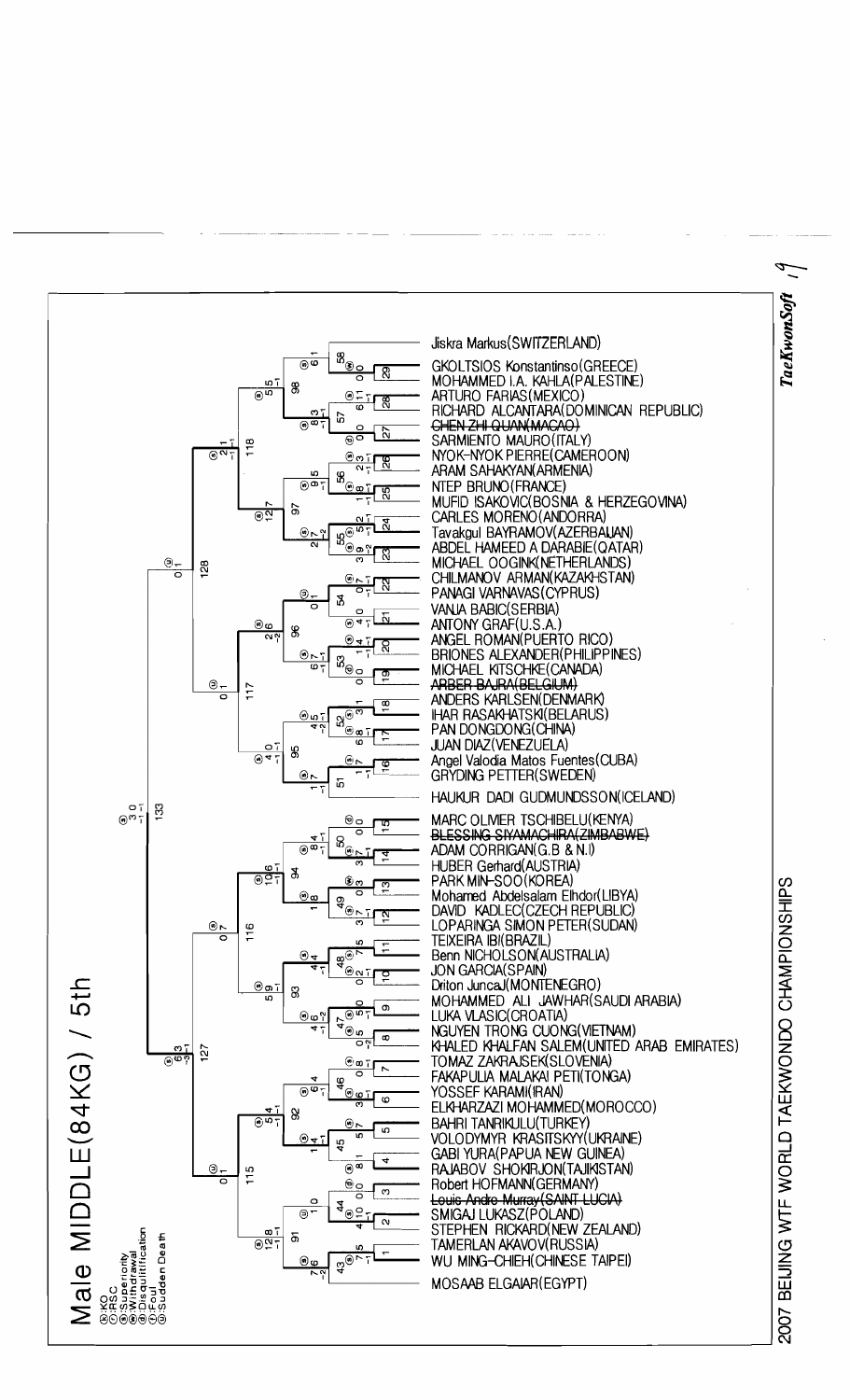# Male MIDDLE(84KG) / 5th

- Ⓚ:KO
- Ⓡ:RSC
- Ⓢ:Superiority
- Ⓦ:Withdrawal
- Ⓓ:Disqualification
- Ⓕ:Foul
- Ⓢ:Sudden Death

## 2007 BEIJING WTF WORLD TAEKWONDO CHAMPIONSHIPS

1. Jiskra Markus(SWITZERLAND)
2. GKOLTSIOS Konstantinso(GREECE)
3. MOHAMMED I.A. KAHLA(PALESTINE)
4. ARTURO FARIAS(MEXICO)
5. RICHARD ALCANTARA(DOMINICAN REPUBLIC)
6. ~~CHEN ZHI QUAN(MACAO)~~
7. SARMIENTO MAURO(ITALY)
8. NYOK-NYOK PIERRE(CAMEROON)
9. ARAM SAHAKYAN(ARMENIA)
10. NTEP BRUNO(FRANCE)
11. MUFID ISAKOVIC(BOSNIA & HERZEGOVINA)
12. CARLES MORENO(ANDORRA)
13. Tavakgul BAYRAMOV(AZERBAIJAN)
14. ABDEL HAMEED A DARABIE(QATAR)
15. MICHAEL OOGINK(NETHERLANDS)
16. CHILMANOV ARMAN(KAZAKHSTAN)
17. PANAGI VARNAVAS(CYPRUS)
18. VANJA BABIC(SERBIA)
19. ANTONY GRAF(U.S.A.)
20. ANGEL ROMAN(PUERTO RICO)
21. BRIONES ALEXANDER(PHILIPPINES)
22. MICHAEL KITSCHKE(CANADA)
23. ~~ARBER BAJRA(BELGIUM)~~
24. ANDERS KARLSEN(DENMARK)
25. IHAR RASAKHATSKI(BELARUS)
26. PAN DONGDONG(CHINA)
27. JUAN DIAZ(VENEZUELA)
28. Angel Valodia Matos Fuentes(CUBA)
29. GRYDING PETTER(SWEDEN)
30. HAUKUR DADI GUDMUNDSSON(ICELAND)
31. MARC OLIVIER TSCHIBELU(KENYA)
32. ~~BLESSING SIYAMACHIRA(ZIMBABWE)~~
33. ADAM CORRIGAN(G.B & N.I)
34. HUBER Gerhard(AUSTRIA)
35. PARK MIN-SOO(KOREA)
36. Mohamed Abdelsalam Elhdor(LIBYA)
37. DAVID KADLEC(CZECH REPUBLIC)
38. LOPARINGA SIMON PETER(SUDAN)
39. TEIXEIRA IBI(BRAZIL)
40. Benn NICHOLSON(AUSTRALIA)
41. JON GARCIA(SPAIN)
42. Driton JuncaJ(MONTENEGRO)
43. MOHAMMED ALI JAWHAR(SAUDI ARABIA)
44. LUKA VLASIC(CROATIA)
45. NGUYEN TRONG CUONG(VIETNAM)
46. KHALED KHALFAN SALEM(UNITED ARAB EMIRATES)
47. TOMAZ ZAKRAJSEK(SLOVENIA)
48. FAKAPULIA MALAKAI PETI(TONGA)
49. YOSSEF KARAMI(IRAN)
50. ELKHARZAZI MOHAMMED(MOROCCO)
51. BAHRI TANRIKULU(TURKEY)
52. VOLODYMYR KRASITSKYY(UKRAINE)
53. GABI YURA(PAPUA NEW GUINEA)
54. RAJABOV SHOKIRJON(TAJIKISTAN)
55. Robert HOFMANN(GERMANY)
56. ~~Louis Andre Murray(SAINT LUCIA)~~
57. SMIGAJ LUKASZ(POLAND)
58. STEPHEN RICKARD(NEW ZEALAND)
59. TAMERLAN AKAVOV(RUSSIA)
60. WU MING-CHIEH(CHINESE TAIPEI)
61. MOSAAB ELGAIAR(EGYPT)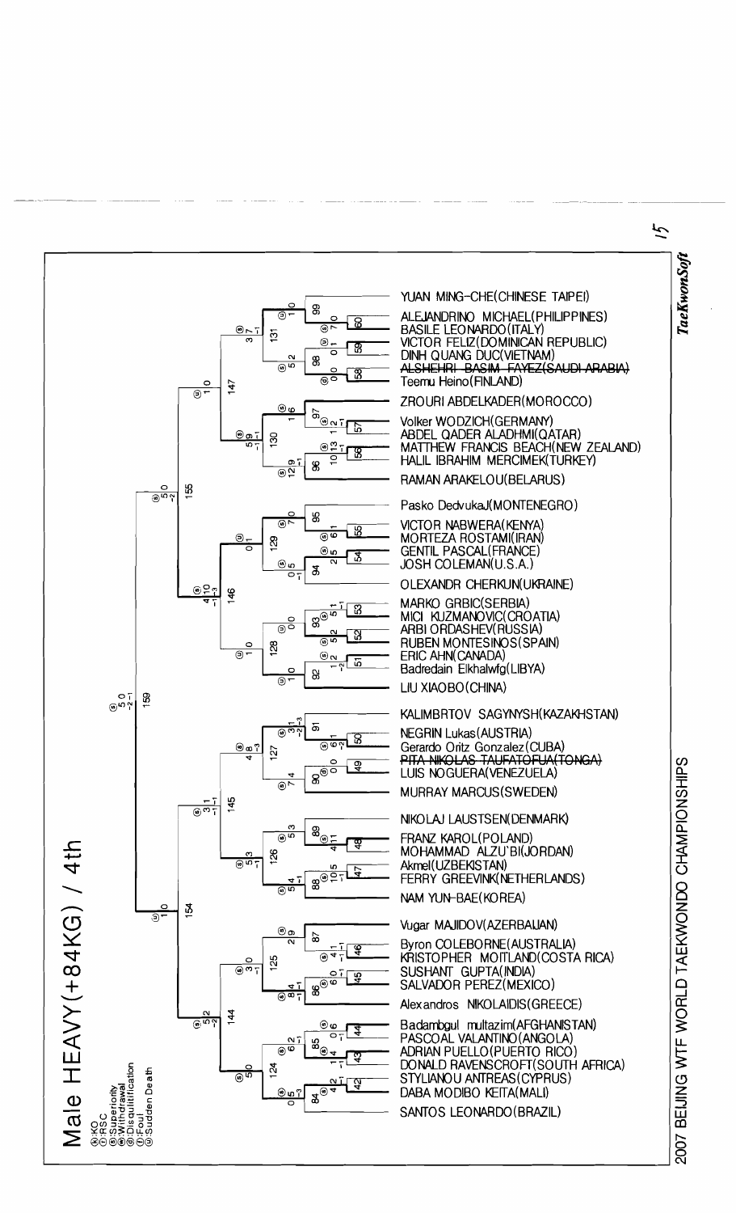# Male HEAVY(+84KG) / 4th

- Ⓚ:KO
- Ⓡ:RSC
- Ⓢ:Superiority
- Ⓦ:Withdrawal
- Ⓓ:Disqulitification
- Ⓕ:Foul
- Ⓢ:Sudden Death

2007 BEIJING WTF WORLD TAEKWONDO CHAMPIONSHIPS

- YUAN MING-CHE(CHINESE TAIPEI)
- ALEJANDRINO MICHAEL(PHILIPPINES)
- BASILE LEONARDO(ITALY)
- VICTOR FELIZ(DOMINICAN REPUBLIC)
- DINH QUANG DUC(VIETNAM)
- ~~ALSHEHRI BASIM FAYEZ(SAUDI ARABIA)~~
- Teemu Heino(FINLAND)
- ZROURI ABDELKADER(MOROCCO)
- Volker WODZICH(GERMANY)
- ABDEL QADER ALADHMI(QATAR)
- MATTHEW FRANCIS BEACH(NEW ZEALAND)
- HALIL IBRAHIM MERCIMEK(TURKEY)
- RAMAN ARAKELOU(BELARUS)
- Pasko DedvukaJ(MONTENEGRO)
- VICTOR NABWERA(KENYA)
- MORTEZA ROSTAMI(IRAN)
- GENTIL PASCAL(FRANCE)
- JOSH COLEMAN(U.S.A.)
- OLEXANDR CHERKUN(UKRAINE)
- MARKO GRBIC(SERBIA)
- MICI KUZMANOVIC(CROATIA)
- ARBI ORDASHEV(RUSSIA)
- RUBEN MONTESINOS(SPAIN)
- ERIC AHN(CANADA)
- Badredain Elkhalwfg(LIBYA)
- LIU XIAOBO(CHINA)
- KALIMBRTOV SAGYNYSH(KAZAKHSTAN)
- NEGRIN Lukas(AUSTRIA)
- Gerardo Oritz Gonzalez(CUBA)
- ~~PITA NIKOLAS TAUFATOFUA(TONGA)~~
- LUIS NOGUERA(VENEZUELA)
- MURRAY MARCUS(SWEDEN)
- NIKOLAJ LAUSTSEN(DENMARK)
- FRANZ KAROL(POLAND)
- MOHAMMAD ALZU`BI(JORDAN)
- Akmel(UZBEKISTAN)
- FERRY GREEVINK(NETHERLANDS)
- NAM YUN-BAE(KOREA)
- Vugar MAJIDOV(AZERBAIJAN)
- Byron COLEBORNE(AUSTRALIA)
- KRISTOPHER MOITLAND(COSTA RICA)
- SUSHANT GUPTA(INDIA)
- SALVADOR PEREZ(MEXICO)
- Alexandros NIKOLAIDIS(GREECE)
- Badambgul multazim(AFGHANISTAN)
- PASCOAL VALANTINO(ANGOLA)
- ADRIAN PUELLO(PUERTO RICO)
- DONALD RAVENSCROFT(SOUTH AFRICA)
- STYLIANOU ANTREAS(CYPRUS)
- DABA MODIBO KEITA(MALI)
- SANTOS LEONARDO(BRAZIL)

TaeKwonSoft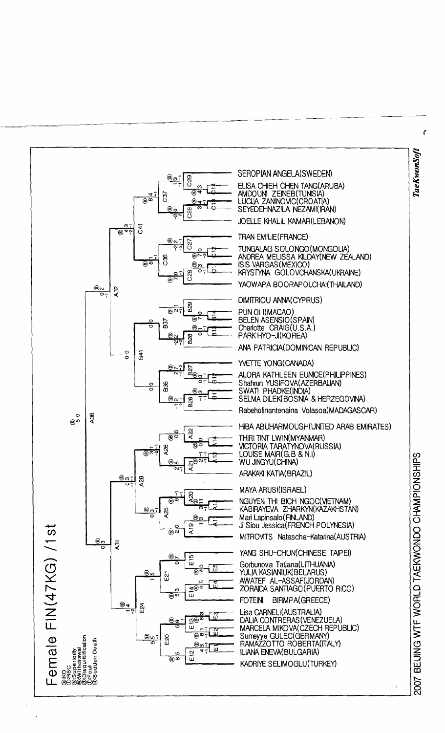# Female FIN(47KG) /1st

Ⓚ:KO
Ⓡ:RSC
Ⓢ:Superiority
Ⓦ:Withdrawal
Ⓓ:Disqualification
Ⓕ:Foul
Ⓢ:Sudden Death

2007 BEIJING WTF WORLD TAEKWONDO CHAMPIONSHIPS

*TaeKwonSoft*

- SEROPIAN ANGELA(SWEDEN)
- ELISA CHIEH CHEN TANG(ARUBA)
- AMDOUNI ZEINEB(TUNISIA)
- LUCIJA ZANINOVIC(CROATIA)
- SEYEDEHNAZILA NEZAMI(IRAN)
- JOELLE KHALIL KAMAR(LEBANON)
- TRAN EMILIE(FRANCE)
- TUNGALAG SOLONGO(MONGOLIA)
- ANDREA MELISSA KILDAY(NEW ZEALAND)
- ISIS VARGAS(MEXICO)
- KRYSTYNA GOLOVCHANSKA(UKRAINE)
- YAOWAPA BOORAPOLCHAI(THAILAND)
- DIMITRIOU ANNA(CYPRUS)
- PUN OI I(MACAO)
- BELEN ASENSIO(SPAIN)
- Charlotte CRAIG(U.S.A.)
- PARK HYO-JI(KOREA)
- ANA PATRICIA(DOMINICAN REPUBLIC)
- YVETTE YONG(CANADA)
- ALORA KATHLEEN EUNICE(PHILIPPINES)
- Shahrun YUSIFOVA(AZERBAIJAN)
- SWATI PHADKE(INDIA)
- SELMA DILEK(BOSNIA & HERZEGOVINA)
- Rabeholinantenaina Volasoa(MADAGASCAR)
- HIBA ABUHARMOUSH(UNITED ARAB EMIRATES)
- THIRI TINT LWIN(MYANMAR)
- VICTORIA TARATYNOVA(RUSSIA)
- LOUISE MAIR(G.B & N.I)
- WU JINGYU(CHINA)
- ARAKAKI KATIA(BRAZIL)
- MAYA ARUSI(ISRAEL)
- NGUYEN THI BICH NGOC(VIETNAM)
- KABIRAYEVA ZHARKYN(KAZAKHSTAN)
- Mari Lapinsalo(FINLAND)
- Ji Siou Jessica(FRENCH POLYNESIA)
- MITROVITS Natascha-Katarina(AUSTRIA)
- YANG SHU-CHUN(CHINESE TAIPEI)
- Gorbunova Tatjana(LITHUANIA)
- YULIA KASIANIUK(BELARUS)
- AWATEF AL-ASSAF(JORDAN)
- ZORAIDA SANTIAGO(PUERTO RICO)
- FOTEINI BIRMPA(GREECE)
- Lisa CARNELI(AUSTRALIA)
- DALIA CONTRERAS(VENEZUELA)
- MARCELA MIKOVA(CZECH REPUBLIC)
- Sumeyye GULEC(GERMANY)
- RAMAZZOTTO ROBERTA(ITALY)
- ILIANA ENEVA(BULGARIA)
- KADRIYE SELIMOGLU(TURKEY)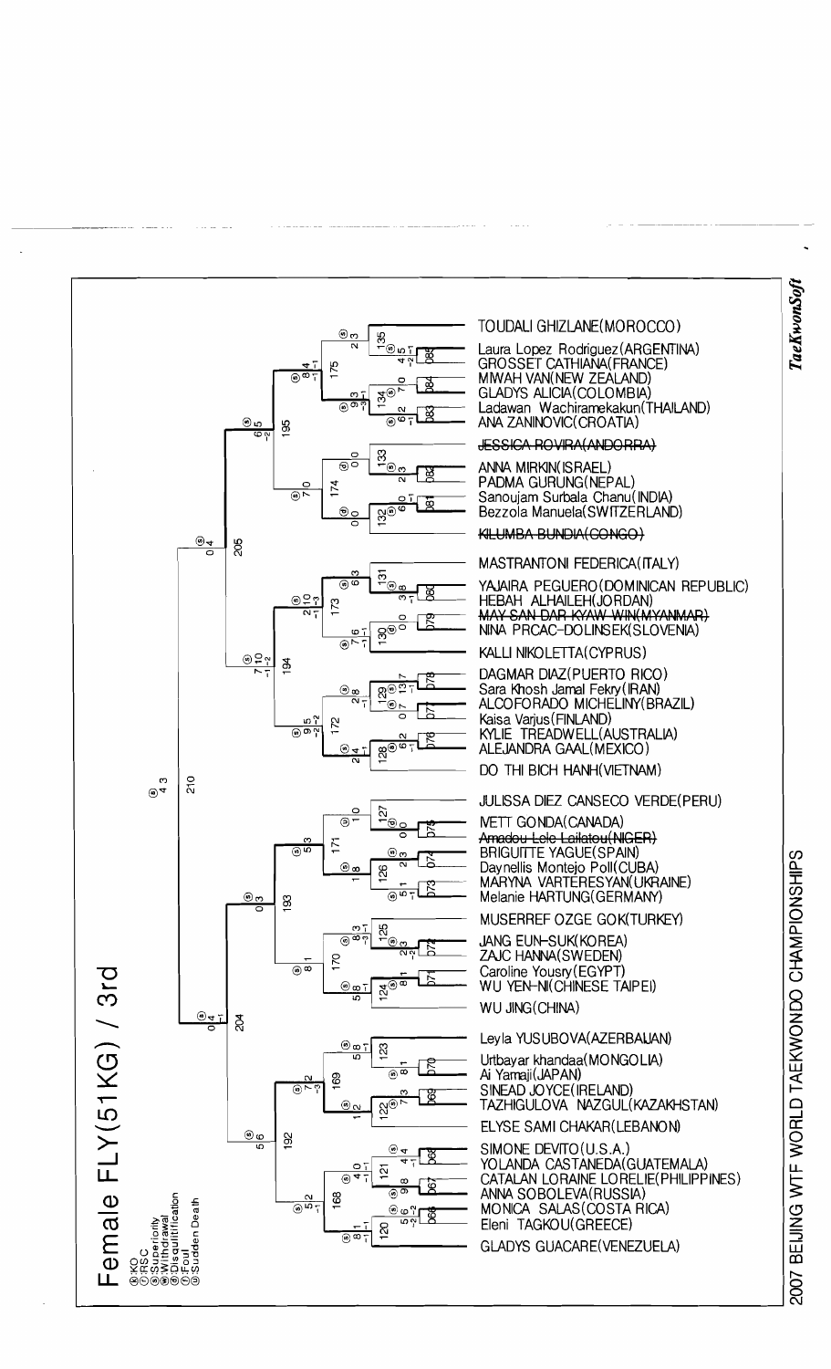# Female FLY(51KG) / 3rd

Ⓚ:KO
Ⓡ:RSC
Ⓢ:Superiority
Ⓦ:Withdrawal
Ⓓ:Disqualification
Ⓕ:Foul
Ⓓ:Sudden Death

2007 BEIJING WTF WORLD TAEKWONDO CHAMPIONSHIPS

*TaeKwonSoft*

- TOUDALI GHIZLANE(MOROCCO)
- Laura Lopez Rodriguez(ARGENTINA)
- GROSSET CATHIANA(FRANCE)
- MWAH VAN(NEW ZEALAND)
- GLADYS ALICIA(COLOMBIA)
- Ladawan Wachiramekakun(THAILAND)
- ANA ZANINOVIC(CROATIA)
- ~~JESSICA ROVIRA(ANDORRA)~~
- ANNA MIRKIN(ISRAEL)
- PADMA GURUNG(NEPAL)
- Sanoujam Surbala Chanu(INDIA)
- Bezzola Manuela(SWITZERLAND)
- ~~KILUMBA BUNDIA(CONGO)~~
- MASTRANTONI FEDERICA(ITALY)
- YAJAIRA PEGUERO(DOMINICAN REPUBLIC)
- HEBAH ALHAILEH(JORDAN)
- ~~MAY SAN DAR KYAW WIN(MYANMAR)~~
- NINA PRCAC-DOLINSEK(SLOVENIA)
- KALLI NIKOLETTA(CYPRUS)
- DAGMAR DIAZ(PUERTO RICO)
- Sara Khosh Jamal Fekry(IRAN)
- ALCOFORADO MICHELINY(BRAZIL)
- Kaisa Varjus(FINLAND)
- KYLIE TREADWELL(AUSTRALIA)
- ALEJANDRA GAAL(MEXICO)
- DO THI BICH HANH(VIETNAM)
- JULISSA DIEZ CANSECO VERDE(PERU)
- IVETT GONDA(CANADA)
- ~~Amadou Lele Lailatou(NIGER)~~
- BRIGUITTE YAGUE(SPAIN)
- Daynellis Montejo Poll(CUBA)
- MARYNA VARTERESYAN(UKRAINE)
- Melanie HARTUNG(GERMANY)
- MUSERREF OZGE GOK(TURKEY)
- JANG EUN-SUK(KOREA)
- ZAJC HANNA(SWEDEN)
- Caroline Yousry(EGYPT)
- WU YEN-NI(CHINESE TAIPEI)
- WU JING(CHINA)
- Leyla YUSUBOVA(AZERBAIJAN)
- Urtbayar khandaa(MONGOLIA)
- Ai Yamaji(JAPAN)
- SINEAD JOYCE(IRELAND)
- TAZHIGULOVA NAZGUL(KAZAKHSTAN)
- ELYSE SAMI CHAKAR(LEBANON)
- SIMONE DEVITO(U.S.A.)
- YOLANDA CASTANEDA(GUATEMALA)
- CATALAN LORAINE LORELIE(PHILIPPINES)
- ANNA SOBOLEVA(RUSSIA)
- MONICA SALAS(COSTA RICA)
- Eleni TAGKOU(GREECE)
- GLADYS GUACARE(VENEZUELA)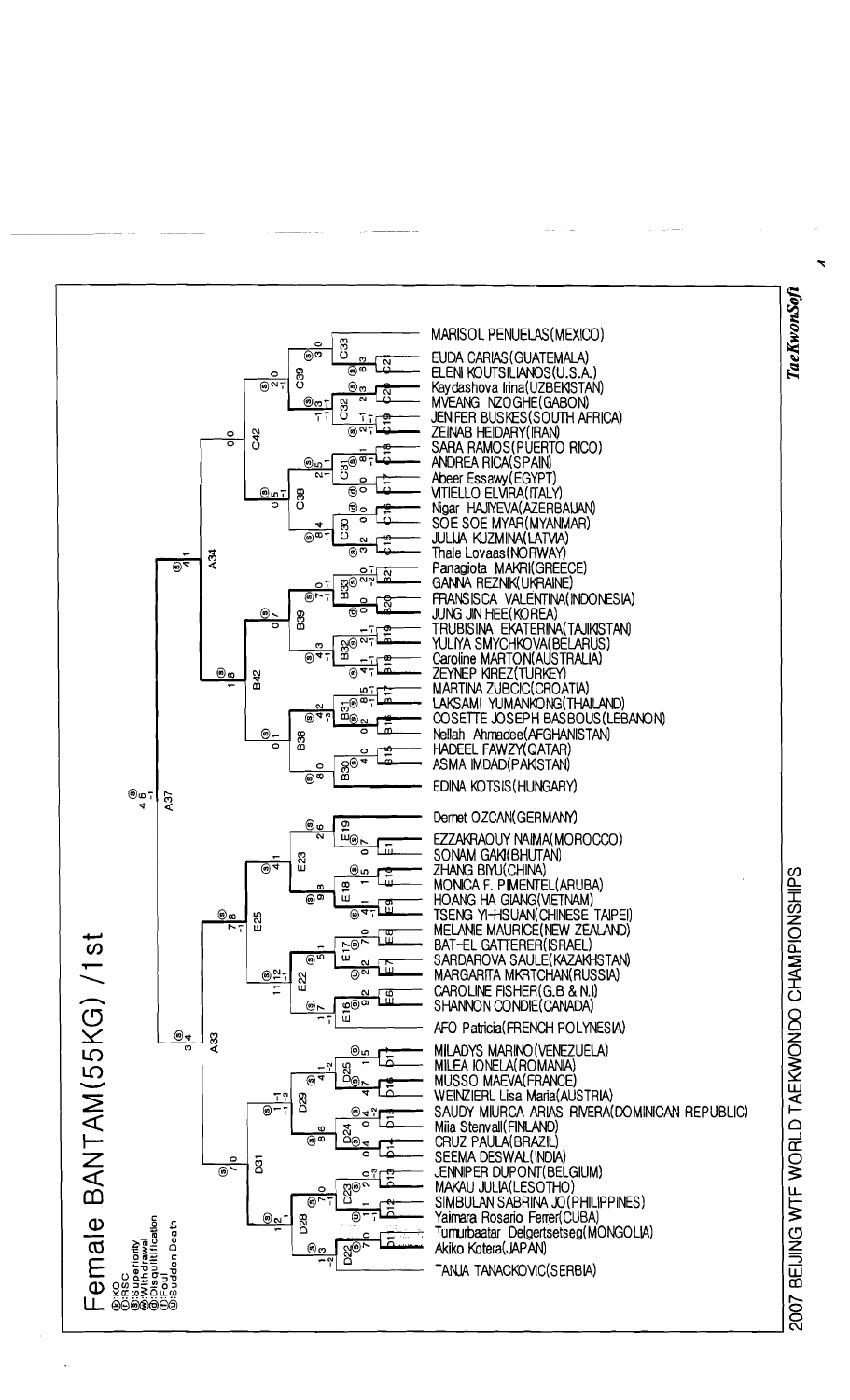# Female BANTAM(55KG) /1st

Ⓚ:KO
Ⓡ:RSC
Ⓢ:Superiority
Ⓦ:Withdrawal
Ⓓ:Disqualification
Ⓕ:Foul
Ⓖ:Sudden Death

- MARISOL PENUELAS(MEXICO)
- EUDA CARIAS(GUATEMALA)
- ELENI KOUTSILIANOS(U.S.A.)
- Kaydashova Irina(UZBEKISTAN)
- MVEANG NZOGHE(GABON)
- JENIFER BUSKES(SOUTH AFRICA)
- ZEINAB HEIDARY(IRAN)
- SARA RAMOS(PUERTO RICO)
- ANDREA RICA(SPAIN)
- Abeer Essawy(EGYPT)
- VITIELLO ELVIRA(ITALY)
- Nigar HAJIYEVA(AZERBAIJAN)
- SOE SOE MYAR(MYANMAR)
- JULIJA KUZMINA(LATVIA)
- Thale Lovaas(NORWAY)
- Panagiota MAKRI(GREECE)
- GANNA REZNIK(UKRAINE)
- FRANSISCA VALENTINA(INDONESIA)
- JUNG JIN HEE(KOREA)
- TRUBISINA EKATERINA(TAJIKISTAN)
- YULIYA SMYCHKOVA(BELARUS)
- Caroline MARTON(AUSTRALIA)
- ZEYNEP KIREZ(TURKEY)
- MARTINA ZUBCIC(CROATIA)
- LAKSAMI YUMANKONG(THAILAND)
- COSETTE JOSEPH BASBOUS(LEBANON)
- Nellah Ahmadee(AFGHANISTAN)
- HADEEL FAWZY(QATAR)
- ASMA IMDAD(PAKISTAN)
- EDINA KOTSIS(HUNGARY)
- Demet OZCAN(GERMANY)
- EZZAKRAOUY NAIMA(MOROCCO)
- SONAM GAKI(BHUTAN)
- ZHANG BIYU(CHINA)
- MONICA F. PIMENTEL(ARUBA)
- HOANG HA GIANG(VIETNAM)
- TSENG YI-HSUAN(CHINESE TAIPEI)
- MELANIE MAURICE(NEW ZEALAND)
- BAT-EL GATTERER(ISRAEL)
- SARDAROVA SAULE(KAZAKHSTAN)
- MARGARITA MKRTCHAN(RUSSIA)
- CAROLINE FISHER(G.B & N.I)
- SHANNON CONDIE(CANADA)
- AFO Patricia(FRENCH POLYNESIA)
- MILADYS MARINO(VENEZUELA)
- MILEA IONELA(ROMANIA)
- MUSSO MAEVA(FRANCE)
- WEINZIERL Lisa Maria(AUSTRIA)
- SAUDY MIURCA ARIAS RIVERA(DOMINICAN REPUBLIC)
- Miia Stenvall(FINLAND)
- CRUZ PAULA(BRAZIL)
- SEEMA DESWAL(INDIA)
- JENNIPER DUPONT(BELGIUM)
- MAKAU JULIA(LESOTHO)
- SIMBULAN SABRINA JO(PHILIPPINES)
- Yaimara Rosario Ferrer(CUBA)
- Tumurbaatar Delgertsetseg(MONGOLIA)
- Akiko Kotera(JAPAN)
- TANJA TANACKOVIC(SERBIA)

2007 BEIJING WTF WORLD TAEKWONDO CHAMPIONSHIPS

TaeKwonSoft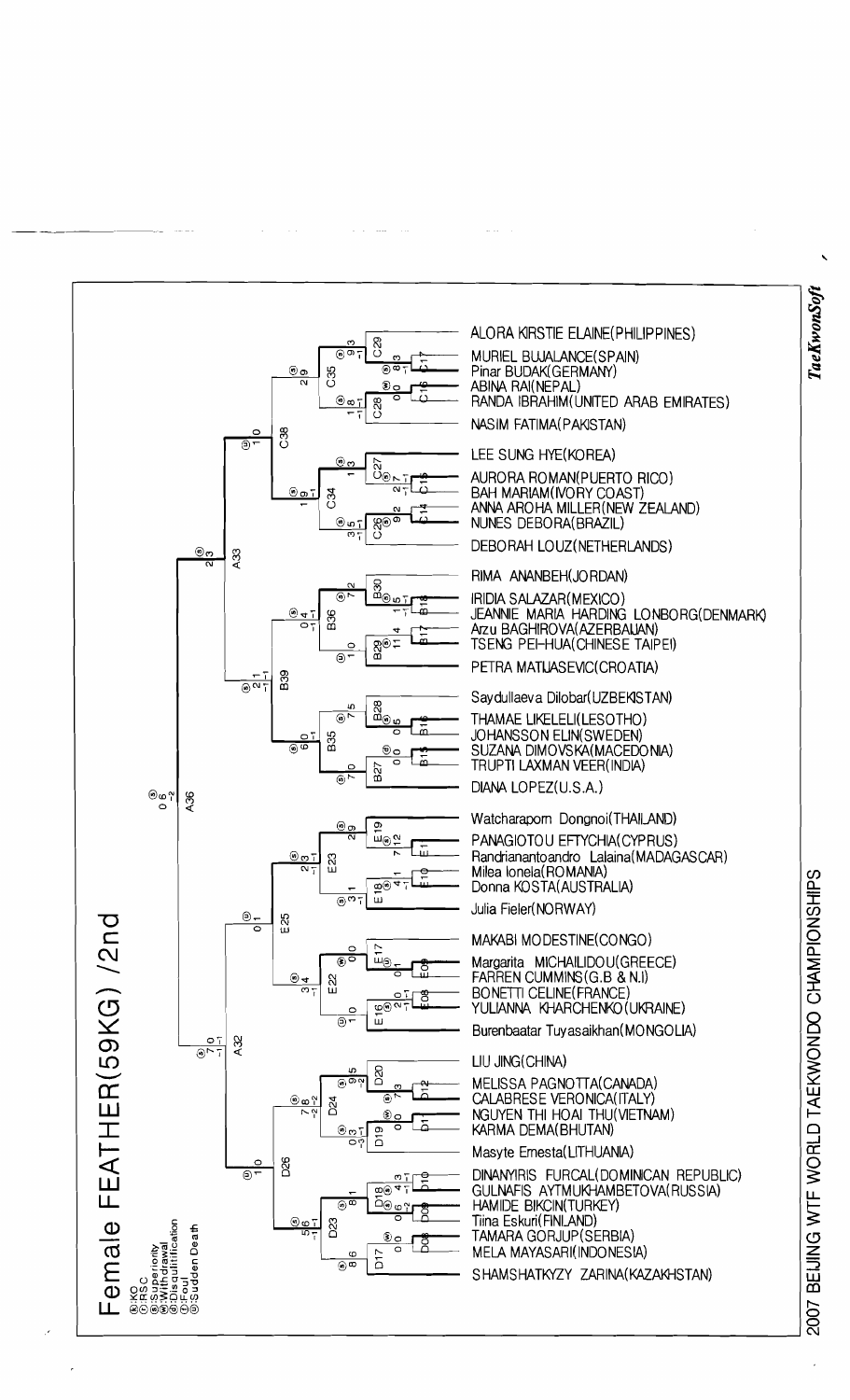# Female FEATHER(59KG) /2nd

Ⓚ:KO
Ⓡ:RSC
Ⓢ:Superiority
Ⓦ:Withdrawal
Ⓓ:Disqualification
Ⓕ:Foul
Ⓖ:Sudden Death

- ALORA KIRSTIE ELAINE(PHILIPPINES)
- MURIEL BUJALANCE(SPAIN)
- Pinar BUDAK(GERMANY)
- ABINA RAI(NEPAL)
- RANDA IBRAHIM(UNITED ARAB EMIRATES)
- NASIM FATIMA(PAKISTAN)
- LEE SUNG HYE(KOREA)
- AURORA ROMAN(PUERTO RICO)
- BAH MARIAM(IVORY COAST)
- ANNA AROHA MILLER(NEW ZEALAND)
- NUNES DEBORA(BRAZIL)
- DEBORAH LOUZ(NETHERLANDS)
- RIMA ANANBEH(JORDAN)
- IRIDIA SALAZAR(MEXICO)
- JEANNIE MARIA HARDING LONBORG(DENMARK)
- Arzu BAGHIROVA(AZERBAIJAN)
- TSENG PEI-HUA(CHINESE TAIPEI)
- PETRA MATIJASEVIC(CROATIA)
- Saydullaeva Dilobar(UZBEKISTAN)
- THAMAE LIKELELI(LESOTHO)
- JOHANSSON ELIN(SWEDEN)
- SUZANA DIMOVSKA(MACEDONIA)
- TRUPTI LAXMAN VEER(INDIA)
- DIANA LOPEZ(U.S.A.)
- Watcharaporn Dongnoi(THAILAND)
- PANAGIOTOU EFTYCHIA(CYPRUS)
- Randrianantoandro Lalaina(MADAGASCAR)
- Milea Ionela(ROMANIA)
- Donna KOSTA(AUSTRALIA)
- Julia Fieler(NORWAY)
- MAKABI MODESTINE(CONGO)
- Margarita MICHAILIDOU(GREECE)
- FARREN CUMMINS(G.B & N.I)
- BONETTI CELINE(FRANCE)
- YULIANNA KHARCHENKO(UKRAINE)
- Burenbaatar Tuyasaikhan(MONGOLIA)
- LIU JING(CHINA)
- MELISSA PAGNOTTA(CANADA)
- CALABRESE VERONICA(ITALY)
- NGUYEN THI HOAI THU(VIETNAM)
- KARMA DEMA(BHUTAN)
- Masyte Ernesta(LITHUANIA)
- DINANYIRIS FURCAL(DOMINICAN REPUBLIC)
- GULNAFIS AYTMUKHAMBETOVA(RUSSIA)
- HAMIDE BIKCIN(TURKEY)
- Tiina Eskuri(FINLAND)
- TAMARA GORJUP(SERBIA)
- MELA MAYASARI(INDONESIA)
- SHAMSHATKYZY ZARINA(KAZAKHSTAN)

2007 BEIJING WTF WORLD TAEKWONDO CHAMPIONSHIPS

*TaeKwonSoft*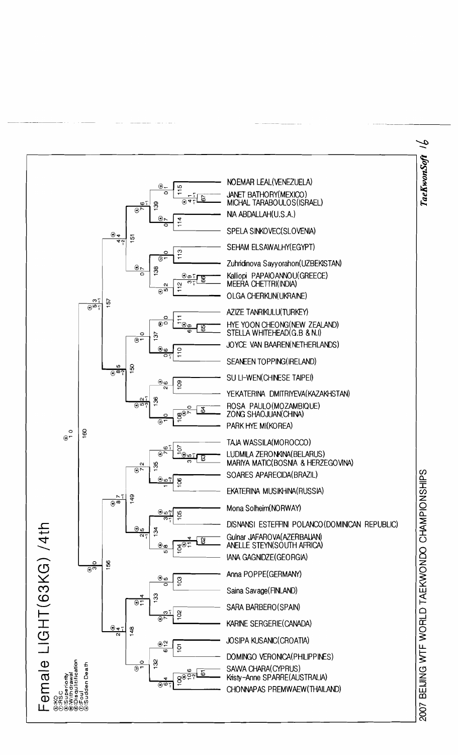# Female LIGHT(63KG) /4th

Ⓚ:KO
Ⓡ:RSC
Ⓢ:Superiority
Ⓦ:Withdrawal
Ⓓ:Disqualification
Ⓕ:Foul
Ⓢ:Sudden Death

2007 BEIJING WTF WORLD TAEKWONDO CHAMPIONSHIPS

- NOEMAR LEAL(VENEZUELA)
- JANET BATHORY(MEXICO)
- MICHAL TARABOULOS(ISRAEL)
- NIA ABDALLAH(U.S.A.)
- SPELA SINKOVEC(SLOVENIA)
- SEHAM ELSAWALHY(EGYPT)
- Zuhridinova Sayyorahon(UZBEKISTAN)
- Kalliopi PAPAIOANNOU(GREECE)
- MEERA CHETTRI(INDIA)
- OLGA CHERKUN(UKRAINE)
- AZIZE TANRIKULU(TURKEY)
- HYE YOON CHEONG(NEW ZEALAND)
- STELLA WHITEHEAD(G.B & N.I)
- JOYCE VAN BAAREN(NETHERLANDS)
- SEANEEN TOPPING(IRELAND)
- SU LI-WEN(CHINESE TAIPEI)
- YEKATERINA DMITRIYEVA(KAZAKHSTAN)
- ROSA PAULO(MOZAMBIQUE)
- ZONG SHAOJUAN(CHINA)
- PARK HYE MI(KOREA)
- TAJA WASSILA(MOROCCO)
- LUDMILA ZERONKINA(BELARUS)
- MARIYA MATIC(BOSNIA & HERZEGOVINA)
- SOARES APARECIDA(BRAZIL)
- EKATERINA MUSIKHINA(RUSSIA)
- Mona Solheim(NORWAY)
- DISNANSI ESTEFFINI POLANCO(DOMINICAN REPUBLIC)
- Gulnar JAFAROVA(AZERBAIJAN)
- ANELLE STEYN(SOUTH AFRICA)
- IANA GAGNIDZE(GEORGIA)
- Anna POPPE(GERMANY)
- Saina Savage(FINLAND)
- SARA BARBERO(SPAIN)
- KARINE SERGERIE(CANADA)
- JOSIPA KUSANIC(CROATIA)
- DOMINGO VERONICA(PHILIPPINES)
- SAWA CHARA(CYPRUS)
- Kristy-Anne SPARRE(AUSTRALIA)
- CHONNAPAS PREMWAEW(THAILAND)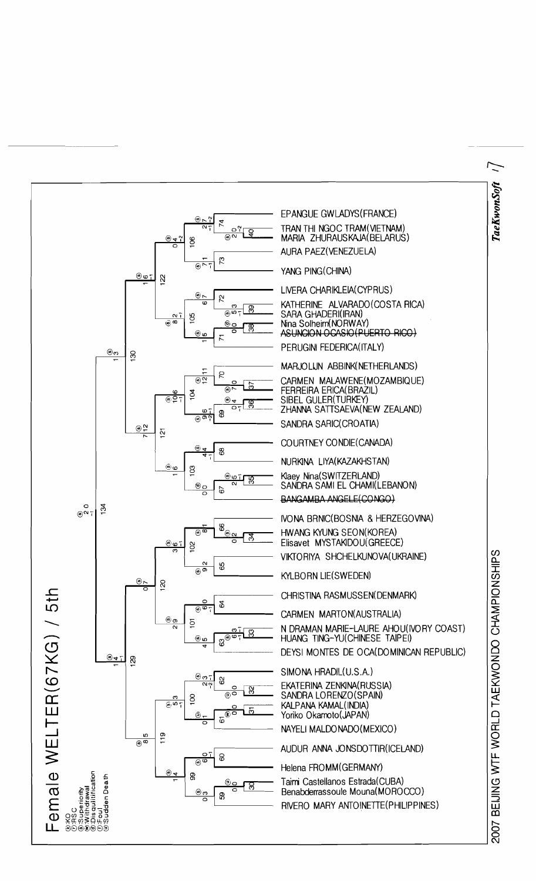# Female WELTER(67KG) / 5th

- Ⓚ:KO
- Ⓡ:RSC
- Ⓢ:Superiority
- Ⓦ:Withdrawal
- Ⓓ:Disqualification
- Ⓕ:Foul
- Ⓖ:Sudden Death

- EPANGUE GWLADYS(FRANCE)
- TRAN THI NGOC TRAM(VIETNAM)
- MARIA ZHURAUSKAJA(BELARUS)
- AURA PAEZ(VENEZUELA)
- YANG PING(CHINA)
- LIVERA CHARIKLEIA(CYPRUS)
- KATHERINE ALVARADO(COSTA RICA)
- SARA GHADERI(IRAN)
- Nina Solheim(NORWAY)
- ~~ASUNCION OCASIO(PUERTO RICO)~~
- PERUGINI FEDERICA(ITALY)
- MARJOLIJN ABBINK(NETHERLANDS)
- CARMEN MALAWENE(MOZAMBIQUE)
- FERREIRA ERICA(BRAZIL)
- SIBEL GULER(TURKEY)
- ZHANNA SATTSAEVA(NEW ZEALAND)
- SANDRA SARIC(CROATIA)
- COURTNEY CONDIE(CANADA)
- NURKINA LIYA(KAZAKHSTAN)
- Klaey Nina(SWITZERLAND)
- SANDRA SAMI EL CHAMI(LEBANON)
- ~~BANGAMBA ANGELE(CONGO)~~
- IVONA BRNIC(BOSNIA & HERZEGOVINA)
- HWANG KYUNG SEON(KOREA)
- Elisavet MYSTAKIDOU(GREECE)
- VIKTORIYA SHCHELKUNOVA(UKRAINE)
- KYLBORN LIE(SWEDEN)
- CHRISTINA RASMUSSEN(DENMARK)
- CARMEN MARTON(AUSTRALIA)
- N DRAMAN MARIE-LAURE AHOU(IVORY COAST)
- HUANG TING-YU(CHINESE TAIPEI)
- DEYSI MONTES DE OCA(DOMINICAN REPUBLIC)
- SIMONA HRADIL(U.S.A.)
- EKATERINA ZENKINA(RUSSIA)
- SANDRA LORENZO(SPAIN)
- KALPANA KAMAL(INDIA)
- Yoriko Okamoto(JAPAN)
- NAYELI MALDONADO(MEXICO)
- AUDUR ANNA JONSDOTTIR(ICELAND)
- Helena FROMM(GERMANY)
- Taimi Castellanos Estrada(CUBA)
- Benabderrassoule Mouna(MOROCCO)
- RIVERO MARY ANTOINETTE(PHILIPPINES)

2007 BEIJING WTF WORLD TAEKWONDO CHAMPIONSHIPS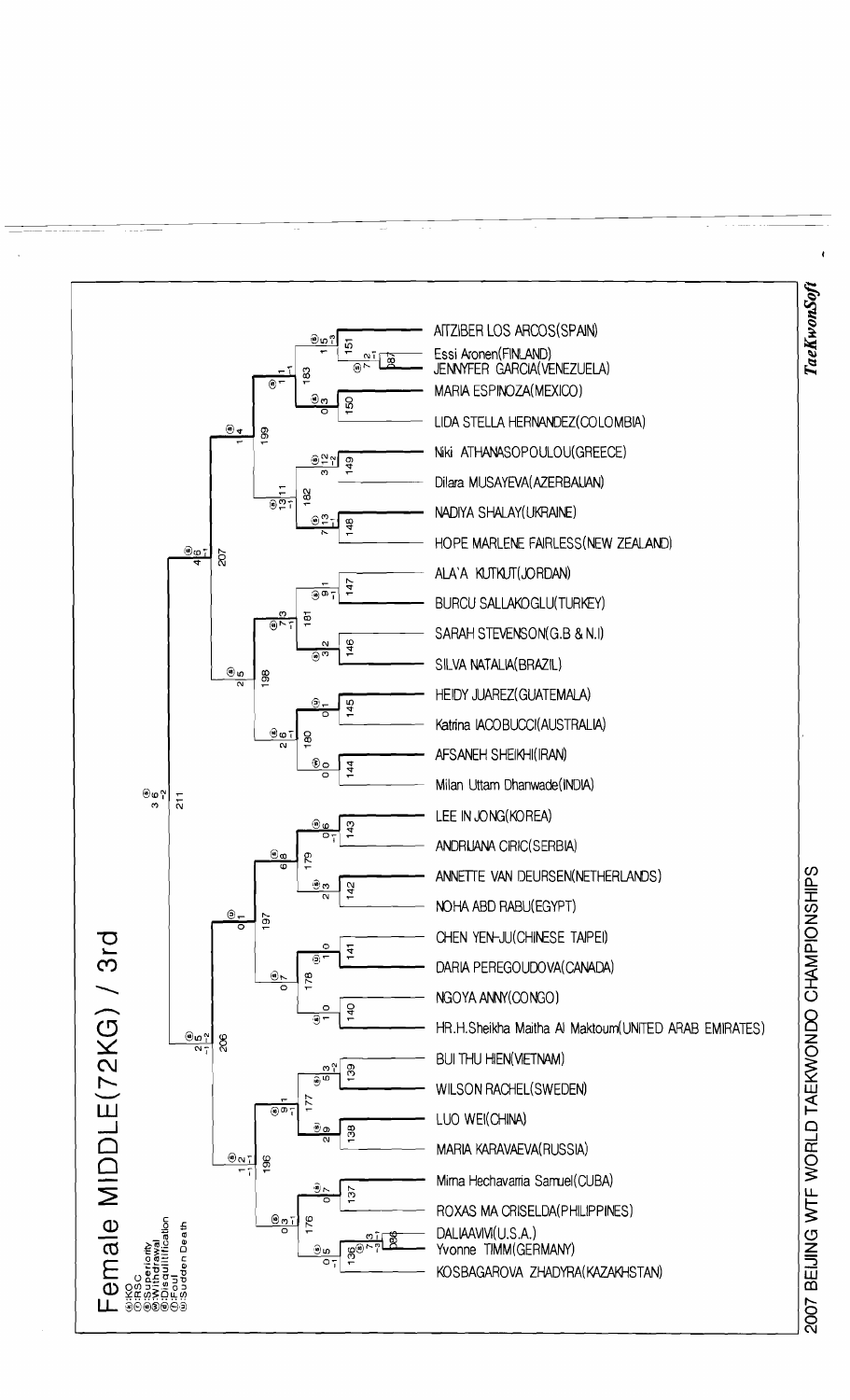# Female MIDDLE(72KG) / 3rd

- Ⓚ:KO
- Ⓡ:RSC
- Ⓢ:Superiority
- Ⓦ:Withdrawal
- Ⓓ:Disqualification
- Ⓕ:Foul
- Ⓖ:Sudden Death

AITZIBER LOS ARCOS(SPAIN)
Essi Aronen(FINLAND)
JENNYFER GARCIA(VENEZUELA)
MARIA ESPINOZA(MEXICO)
LIDA STELLA HERNANDEZ(COLOMBIA)
Niki ATHANASOPOULOU(GREECE)
Dilara MUSAYEVA(AZERBAIJAN)
NADIYA SHALAY(UKRAINE)
HOPE MARLENE FAIRLESS(NEW ZEALAND)
ALA'A KUTKUT(JORDAN)
BURCU SALLAKOGLU(TURKEY)
SARAH STEVENSON(G.B & N.I)
SILVA NATALIA(BRAZIL)
HEIDY JUAREZ(GUATEMALA)
Katrina IACOBUCCI(AUSTRALIA)
AFSANEH SHEIKHI(IRAN)
Milan Uttam Dhanwade(INDIA)
LEE IN JONG(KOREA)
ANDRIJANA CIRIC(SERBIA)
ANNETTE VAN DEURSEN(NETHERLANDS)
NOHA ABD RABU(EGYPT)
CHEN YEN-JU(CHINESE TAIPEI)
DARIA PEREGOUDOVA(CANADA)
NGOYA ANNY(CONGO)
HR.H.Sheikha Maitha Al Maktoum(UNITED ARAB EMIRATES)
BUI THU HIEN(VIETNAM)
WILSON RACHEL(SWEDEN)
LUO WEI(CHINA)
MARIA KARAVAEVA(RUSSIA)
Mirna Hechavarria Samuel(CUBA)
ROXAS MA CRISELDA(PHILIPPINES)
DALIAAVIVI(U.S.A.)
Yvonne TIMM(GERMANY)
KOSBAGAROVA ZHADYRA(KAZAKHSTAN)

2007 BEIJING WTF WORLD TAEKWONDO CHAMPIONSHIPS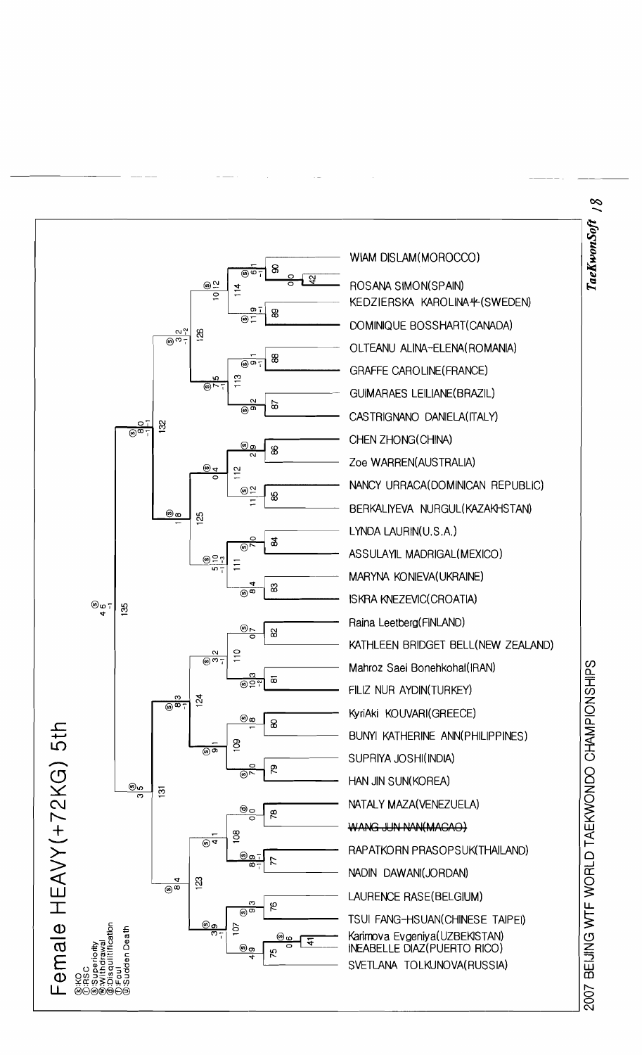# Female HEAVY(+72KG) 5th

- Ⓚ KO
- Ⓡ RSC
- Ⓢ Superiority
- Ⓦ Withdrawal
- Ⓓ Disqualification
- Ⓕ Foul
- Ⓤ Sudden Death

WIAM DISLAM(MOROCCO)
ROSANA SIMON(SPAIN)
KEDZIERSKA KAROLINA(SWEDEN)
DOMINIQUE BOSSHART(CANADA)
OLTEANU ALINA-ELENA(ROMANIA)
GRAFFE CAROLINE(FRANCE)
GUIMARAES LEILIANE(BRAZIL)
CASTRIGNANO DANIELA(ITALY)
CHEN ZHONG(CHINA)
Zoe WARREN(AUSTRALIA)
NANCY URRACA(DOMINICAN REPUBLIC)
BERKALIYEVA NURGUL(KAZAKHSTAN)
LYNDA LAURIN(U.S.A.)
ASSULAYIL MADRIGAL(MEXICO)
MARYNA KONIEVA(UKRAINE)
ISKRA KNEZEVIC(CROATIA)
Raina Leetberg(FINLAND)
KATHLEEN BRIDGET BELL(NEW ZEALAND)
Mahroz Saei Bonehkohal(IRAN)
FILIZ NUR AYDIN(TURKEY)
KyriAki KOUVARI(GREECE)
BUNYI KATHERINE ANN(PHILIPPINES)
SUPRIYA JOSHI(INDIA)
HAN JIN SUN(KOREA)
NATALY MAZA(VENEZUELA)
~~WANG JUN NAN(MACAO)~~
RAPATKORN PRASOPSUK(THAILAND)
NADIN DAWANI(JORDAN)
LAURENCE RASE(BELGIUM)
TSUI FANG-HSUAN(CHINESE TAIPEI)
Karimova Evgeniya(UZBEKISTAN)
INEABELLE DIAZ(PUERTO RICO)
SVETLANA TOLKUNOVA(RUSSIA)

2007 BEIJING WTF WORLD TAEKWONDO CHAMPIONSHIPS

*TaeKwonSoft*